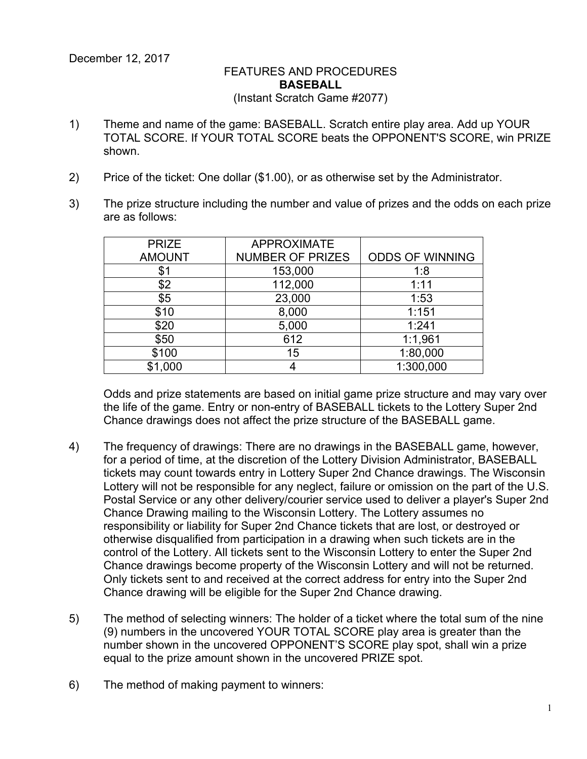December 12, 2017

FEATURES AND PROCEDURES
**BASEBALL**
(Instant Scratch Game #2077)

1) Theme and name of the game: BASEBALL. Scratch entire play area. Add up YOUR TOTAL SCORE. If YOUR TOTAL SCORE beats the OPPONENT'S SCORE, win PRIZE shown.

2) Price of the ticket: One dollar ($1.00), or as otherwise set by the Administrator.

3) The prize structure including the number and value of prizes and the odds on each prize are as follows:

| PRIZE AMOUNT | APPROXIMATE NUMBER OF PRIZES | ODDS OF WINNING |
|---|---|---|
| $1 | 153,000 | 1:8 |
| $2 | 112,000 | 1:11 |
| $5 | 23,000 | 1:53 |
| $10 | 8,000 | 1:151 |
| $20 | 5,000 | 1:241 |
| $50 | 612 | 1:1,961 |
| $100 | 15 | 1:80,000 |
| $1,000 | 4 | 1:300,000 |

Odds and prize statements are based on initial game prize structure and may vary over the life of the game. Entry or non-entry of BASEBALL tickets to the Lottery Super 2nd Chance drawings does not affect the prize structure of the BASEBALL game.

4) The frequency of drawings: There are no drawings in the BASEBALL game, however, for a period of time, at the discretion of the Lottery Division Administrator, BASEBALL tickets may count towards entry in Lottery Super 2nd Chance drawings. The Wisconsin Lottery will not be responsible for any neglect, failure or omission on the part of the U.S. Postal Service or any other delivery/courier service used to deliver a player's Super 2nd Chance Drawing mailing to the Wisconsin Lottery. The Lottery assumes no responsibility or liability for Super 2nd Chance tickets that are lost, or destroyed or otherwise disqualified from participation in a drawing when such tickets are in the control of the Lottery. All tickets sent to the Wisconsin Lottery to enter the Super 2nd Chance drawings become property of the Wisconsin Lottery and will not be returned. Only tickets sent to and received at the correct address for entry into the Super 2nd Chance drawing will be eligible for the Super 2nd Chance drawing.

5) The method of selecting winners: The holder of a ticket where the total sum of the nine (9) numbers in the uncovered YOUR TOTAL SCORE play area is greater than the number shown in the uncovered OPPONENT'S SCORE play spot, shall win a prize equal to the prize amount shown in the uncovered PRIZE spot.

6) The method of making payment to winners: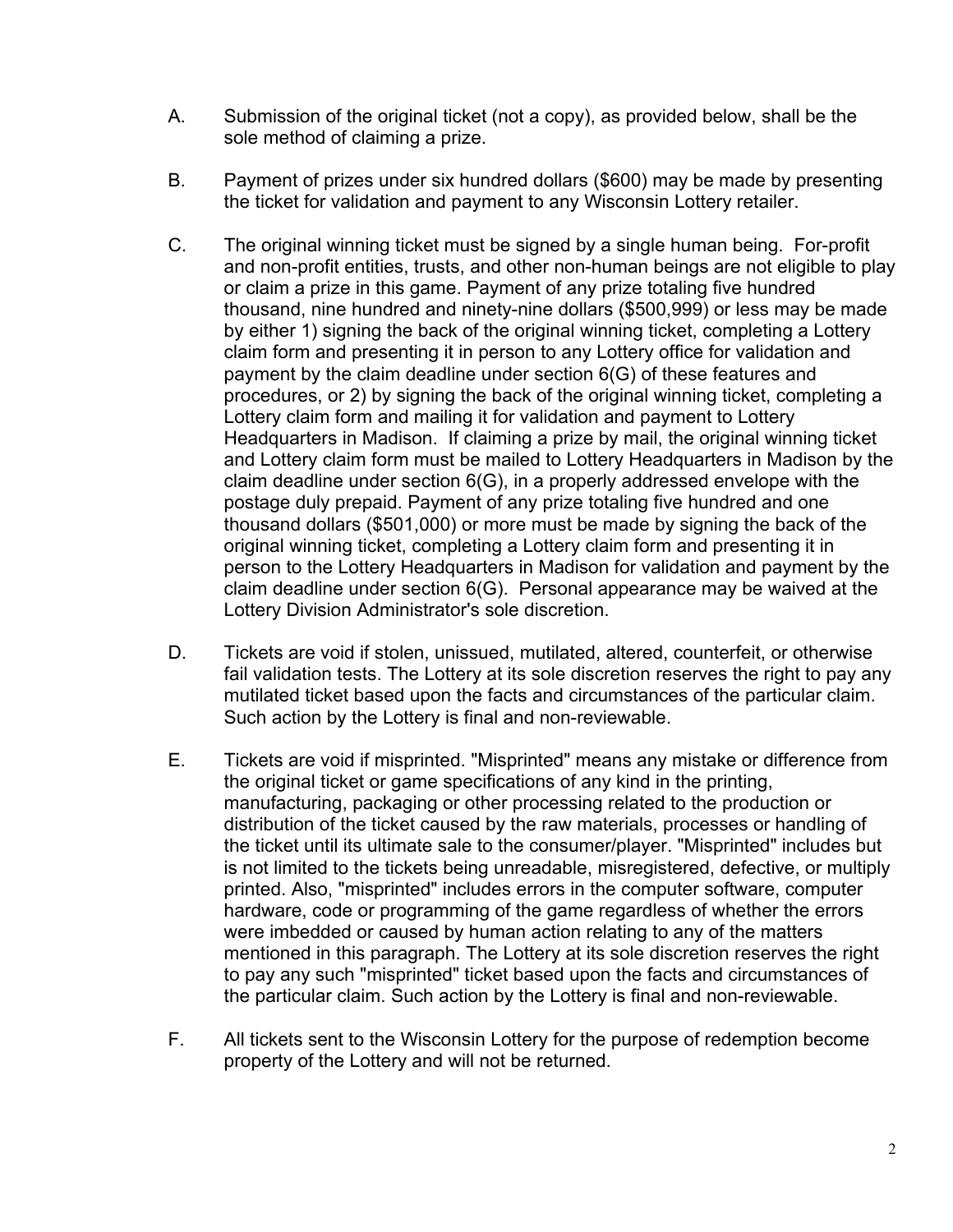A. Submission of the original ticket (not a copy), as provided below, shall be the sole method of claiming a prize.

B. Payment of prizes under six hundred dollars ($600) may be made by presenting the ticket for validation and payment to any Wisconsin Lottery retailer.

C. The original winning ticket must be signed by a single human being. For-profit and non-profit entities, trusts, and other non-human beings are not eligible to play or claim a prize in this game. Payment of any prize totaling five hundred thousand, nine hundred and ninety-nine dollars ($500,999) or less may be made by either 1) signing the back of the original winning ticket, completing a Lottery claim form and presenting it in person to any Lottery office for validation and payment by the claim deadline under section 6(G) of these features and procedures, or 2) by signing the back of the original winning ticket, completing a Lottery claim form and mailing it for validation and payment to Lottery Headquarters in Madison. If claiming a prize by mail, the original winning ticket and Lottery claim form must be mailed to Lottery Headquarters in Madison by the claim deadline under section 6(G), in a properly addressed envelope with the postage duly prepaid. Payment of any prize totaling five hundred and one thousand dollars ($501,000) or more must be made by signing the back of the original winning ticket, completing a Lottery claim form and presenting it in person to the Lottery Headquarters in Madison for validation and payment by the claim deadline under section 6(G). Personal appearance may be waived at the Lottery Division Administrator's sole discretion.

D. Tickets are void if stolen, unissued, mutilated, altered, counterfeit, or otherwise fail validation tests. The Lottery at its sole discretion reserves the right to pay any mutilated ticket based upon the facts and circumstances of the particular claim. Such action by the Lottery is final and non-reviewable.

E. Tickets are void if misprinted. "Misprinted" means any mistake or difference from the original ticket or game specifications of any kind in the printing, manufacturing, packaging or other processing related to the production or distribution of the ticket caused by the raw materials, processes or handling of the ticket until its ultimate sale to the consumer/player. "Misprinted" includes but is not limited to the tickets being unreadable, misregistered, defective, or multiply printed. Also, "misprinted" includes errors in the computer software, computer hardware, code or programming of the game regardless of whether the errors were imbedded or caused by human action relating to any of the matters mentioned in this paragraph. The Lottery at its sole discretion reserves the right to pay any such "misprinted" ticket based upon the facts and circumstances of the particular claim. Such action by the Lottery is final and non-reviewable.

F. All tickets sent to the Wisconsin Lottery for the purpose of redemption become property of the Lottery and will not be returned.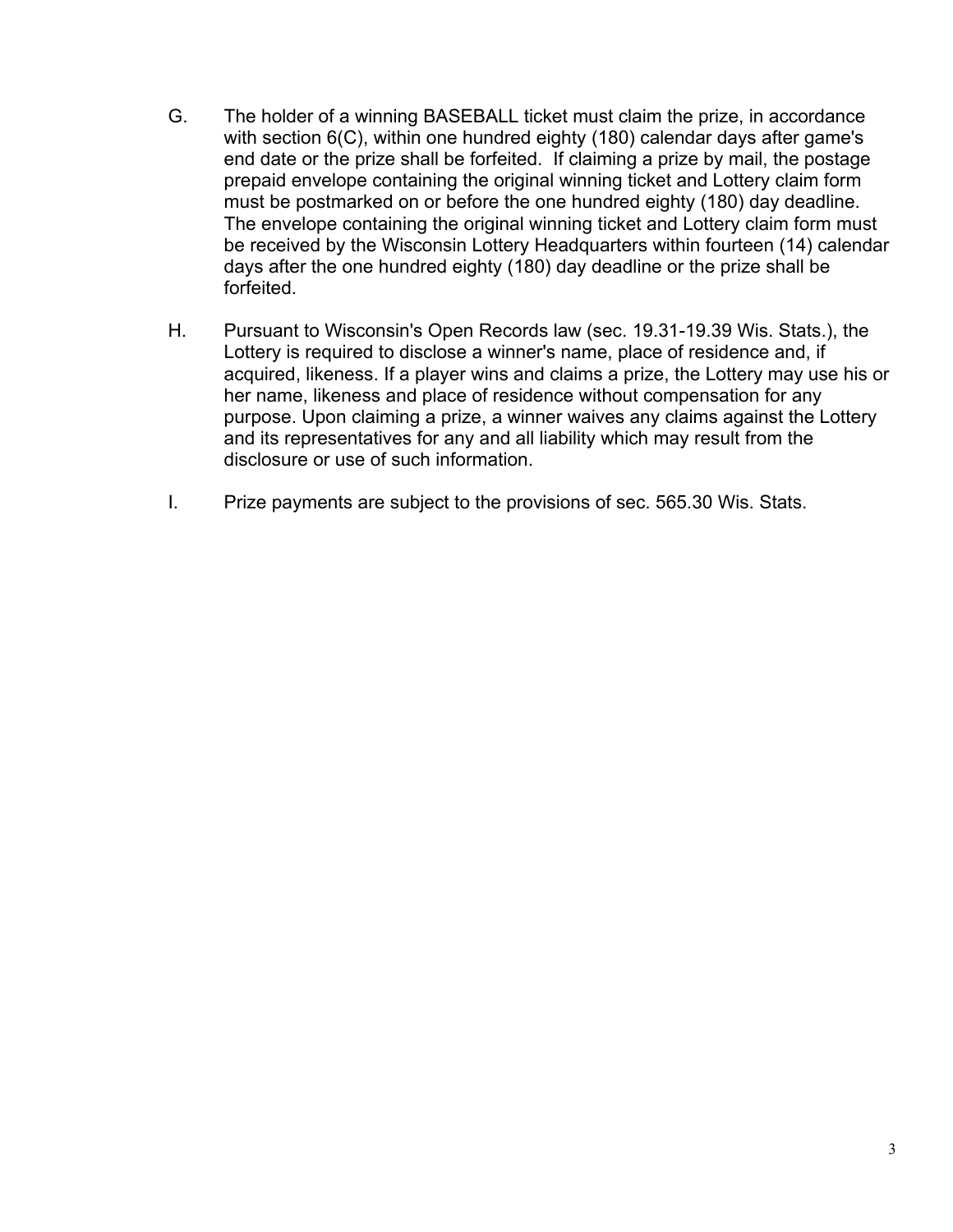G. The holder of a winning BASEBALL ticket must claim the prize, in accordance with section 6(C), within one hundred eighty (180) calendar days after game's end date or the prize shall be forfeited. If claiming a prize by mail, the postage prepaid envelope containing the original winning ticket and Lottery claim form must be postmarked on or before the one hundred eighty (180) day deadline. The envelope containing the original winning ticket and Lottery claim form must be received by the Wisconsin Lottery Headquarters within fourteen (14) calendar days after the one hundred eighty (180) day deadline or the prize shall be forfeited.

H. Pursuant to Wisconsin's Open Records law (sec. 19.31-19.39 Wis. Stats.), the Lottery is required to disclose a winner's name, place of residence and, if acquired, likeness. If a player wins and claims a prize, the Lottery may use his or her name, likeness and place of residence without compensation for any purpose. Upon claiming a prize, a winner waives any claims against the Lottery and its representatives for any and all liability which may result from the disclosure or use of such information.

I. Prize payments are subject to the provisions of sec. 565.30 Wis. Stats.